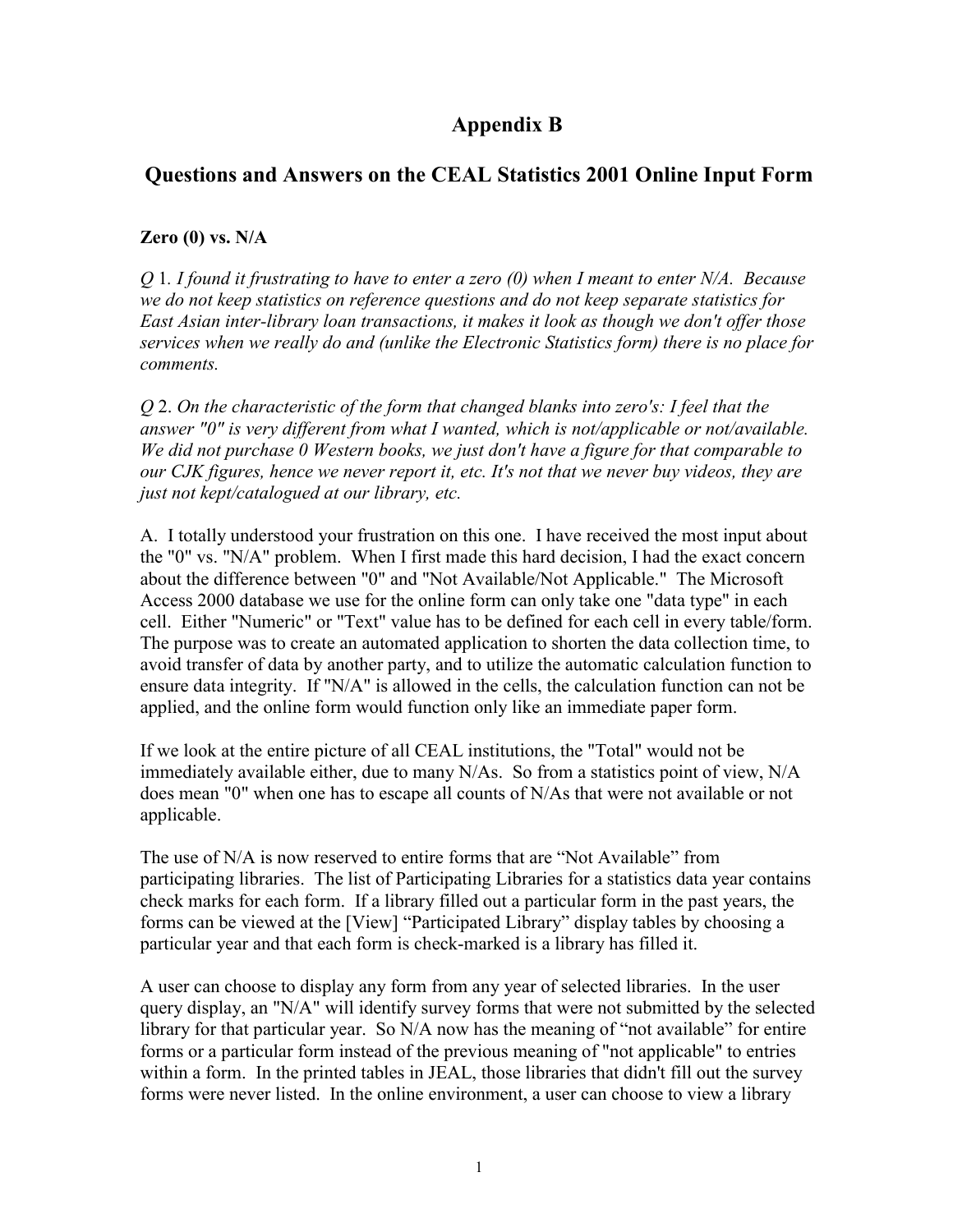# Appendix B

## Questions and Answers on the CEAL Statistics 2001 Online Input Form

### Zero (0) vs. N/A

*Q* 1. *I found it frustrating to have to enter a zero (0) when I meant to enter N/A. Because we do not keep statistics on reference questions and do not keep separate statistics for East Asian inter-library loan transactions, it makes it look as though we don't offer those services when we really do and (unlike the Electronic Statistics form) there is no place for comments.*

*Q* 2. *On the characteristic of the form that changed blanks into zero's: I feel that the answer "0" is very different from what I wanted, which is not/applicable or not/available. We did not purchase 0 Western books, we just don't have a figure for that comparable to our CJK figures, hence we never report it, etc. It's not that we never buy videos, they are just not kept/catalogued at our library, etc.*

A. I totally understood your frustration on this one. I have received the most input about the "0" vs. "N/A" problem. When I first made this hard decision, I had the exact concern about the difference between "0" and "Not Available/Not Applicable." The Microsoft Access 2000 database we use for the online form can only take one "data type" in each cell. Either "Numeric" or "Text" value has to be defined for each cell in every table/form. The purpose was to create an automated application to shorten the data collection time, to avoid transfer of data by another party, and to utilize the automatic calculation function to ensure data integrity. If "N/A" is allowed in the cells, the calculation function can not be applied, and the online form would function only like an immediate paper form.

If we look at the entire picture of all CEAL institutions, the "Total" would not be immediately available either, due to many N/As. So from a statistics point of view, N/A does mean "0" when one has to escape all counts of N/As that were not available or not applicable.

The use of N/A is now reserved to entire forms that are "Not Available" from participating libraries. The list of Participating Libraries for a statistics data year contains check marks for each form. If a library filled out a particular form in the past years, the forms can be viewed at the [View] "Participated Library" display tables by choosing a particular year and that each form is check-marked is a library has filled it.

A user can choose to display any form from any year of selected libraries. In the user query display, an "N/A" will identify survey forms that were not submitted by the selected library for that particular year. So N/A now has the meaning of "not available" for entire forms or a particular form instead of the previous meaning of "not applicable" to entries within a form. In the printed tables in JEAL, those libraries that didn't fill out the survey forms were never listed. In the online environment, a user can choose to view a library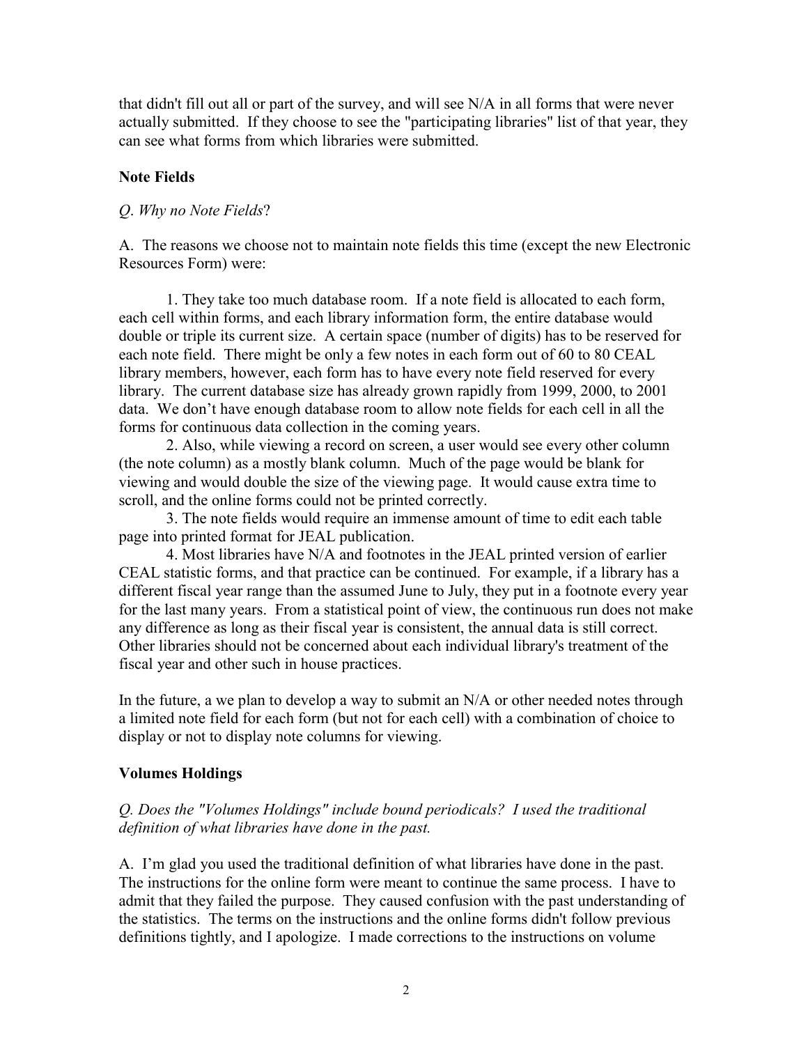that didn't fill out all or part of the survey, and will see N/A in all forms that were never actually submitted. If they choose to see the "participating libraries" list of that year, they can see what forms from which libraries were submitted.

**Note Fields**

*Q. Why no Note Fields*?

A. The reasons we choose not to maintain note fields this time (except the new Electronic Resources Form) were:

1. They take too much database room. If a note field is allocated to each form, each cell within forms, and each library information form, the entire database would double or triple its current size. A certain space (number of digits) has to be reserved for each note field. There might be only a few notes in each form out of 60 to 80 CEAL library members, however, each form has to have every note field reserved for every library. The current database size has already grown rapidly from 1999, 2000, to 2001 data. We don't have enough database room to allow note fields for each cell in all the forms for continuous data collection in the coming years.

2. Also, while viewing a record on screen, a user would see every other column (the note column) as a mostly blank column. Much of the page would be blank for viewing and would double the size of the viewing page. It would cause extra time to scroll, and the online forms could not be printed correctly.

3. The note fields would require an immense amount of time to edit each table page into printed format for JEAL publication.

4. Most libraries have N/A and footnotes in the JEAL printed version of earlier CEAL statistic forms, and that practice can be continued. For example, if a library has a different fiscal year range than the assumed June to July, they put in a footnote every year for the last many years. From a statistical point of view, the continuous run does not make any difference as long as their fiscal year is consistent, the annual data is still correct. Other libraries should not be concerned about each individual library's treatment of the fiscal year and other such in house practices.

In the future, a we plan to develop a way to submit an N/A or other needed notes through a limited note field for each form (but not for each cell) with a combination of choice to display or not to display note columns for viewing.

**Volumes Holdings**

*Q. Does the "Volumes Holdings" include bound periodicals? I used the traditional definition of what libraries have done in the past.*

A. I'm glad you used the traditional definition of what libraries have done in the past. The instructions for the online form were meant to continue the same process. I have to admit that they failed the purpose. They caused confusion with the past understanding of the statistics. The terms on the instructions and the online forms didn't follow previous definitions tightly, and I apologize. I made corrections to the instructions on volume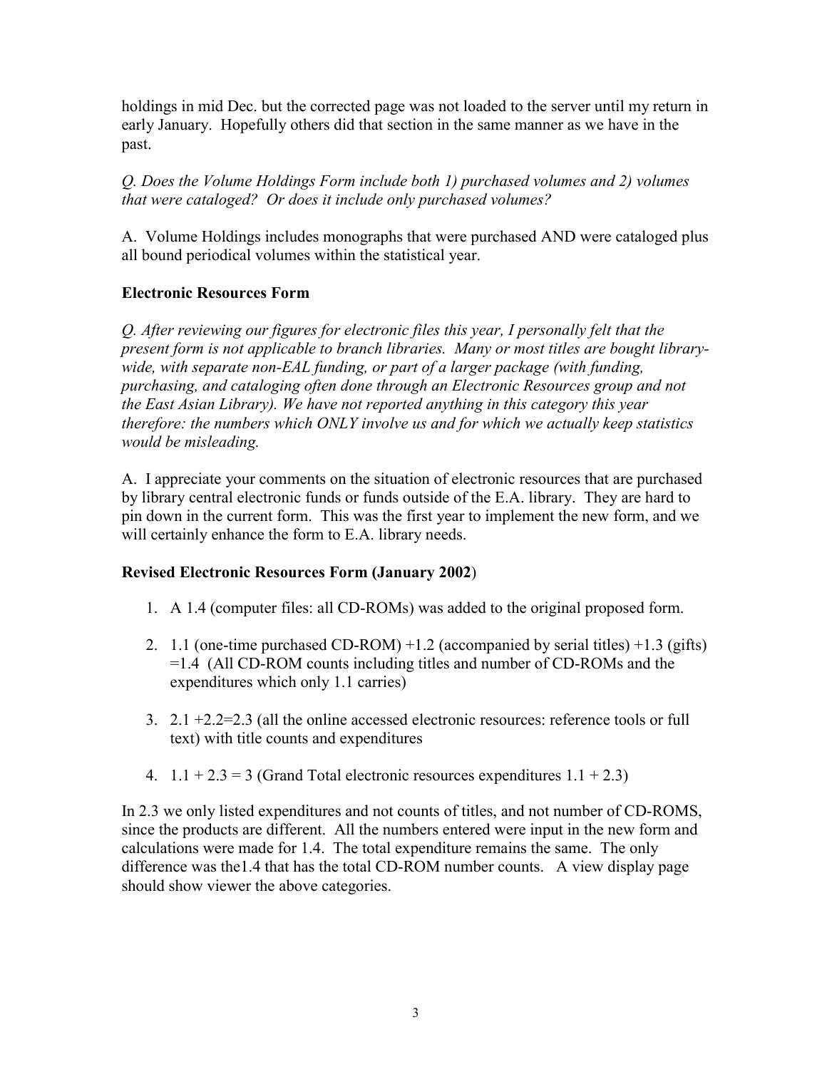holdings in mid Dec. but the corrected page was not loaded to the server until my return in early January. Hopefully others did that section in the same manner as we have in the past.

*Q. Does the Volume Holdings Form include both 1) purchased volumes and 2) volumes that were cataloged? Or does it include only purchased volumes?*

A. Volume Holdings includes monographs that were purchased AND were cataloged plus all bound periodical volumes within the statistical year.

**Electronic Resources Form**

*Q. After reviewing our figures for electronic files this year, I personally felt that the present form is not applicable to branch libraries. Many or most titles are bought library-wide, with separate non-EAL funding, or part of a larger package (with funding, purchasing, and cataloging often done through an Electronic Resources group and not the East Asian Library). We have not reported anything in this category this year therefore: the numbers which ONLY involve us and for which we actually keep statistics would be misleading.*

A. I appreciate your comments on the situation of electronic resources that are purchased by library central electronic funds or funds outside of the E.A. library. They are hard to pin down in the current form. This was the first year to implement the new form, and we will certainly enhance the form to E.A. library needs.

**Revised Electronic Resources Form (January 2002**)

1. A 1.4 (computer files: all CD-ROMs) was added to the original proposed form.
2. 1.1 (one-time purchased CD-ROM) +1.2 (accompanied by serial titles) +1.3 (gifts) =1.4 (All CD-ROM counts including titles and number of CD-ROMs and the expenditures which only 1.1 carries)
3. 2.1 +2.2=2.3 (all the online accessed electronic resources: reference tools or full text) with title counts and expenditures
4. 1.1 + 2.3 = 3 (Grand Total electronic resources expenditures 1.1 + 2.3)

In 2.3 we only listed expenditures and not counts of titles, and not number of CD-ROMS, since the products are different. All the numbers entered were input in the new form and calculations were made for 1.4. The total expenditure remains the same. The only difference was the1.4 that has the total CD-ROM number counts. A view display page should show viewer the above categories.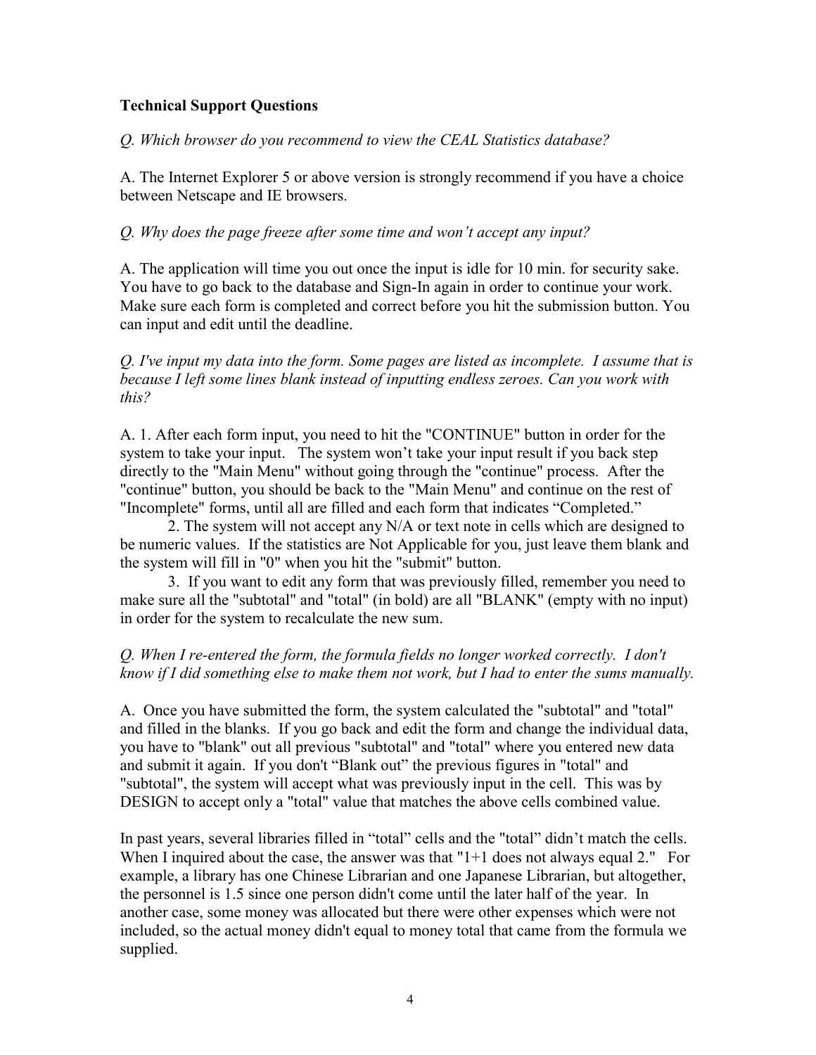**Technical Support Questions**

*Q. Which browser do you recommend to view the CEAL Statistics database?*

A. The Internet Explorer 5 or above version is strongly recommend if you have a choice between Netscape and IE browsers.

*Q. Why does the page freeze after some time and won't accept any input?*

A. The application will time you out once the input is idle for 10 min. for security sake. You have to go back to the database and Sign-In again in order to continue your work. Make sure each form is completed and correct before you hit the submission button. You can input and edit until the deadline.

*Q. I've input my data into the form. Some pages are listed as incomplete. I assume that is because I left some lines blank instead of inputting endless zeroes. Can you work with this?*

A. 1. After each form input, you need to hit the "CONTINUE" button in order for the system to take your input. The system won't take your input result if you back step directly to the "Main Menu" without going through the "continue" process. After the "continue" button, you should be back to the "Main Menu" and continue on the rest of "Incomplete" forms, until all are filled and each form that indicates "Completed."

2. The system will not accept any N/A or text note in cells which are designed to be numeric values. If the statistics are Not Applicable for you, just leave them blank and the system will fill in "0" when you hit the "submit" button.

3. If you want to edit any form that was previously filled, remember you need to make sure all the "subtotal" and "total" (in bold) are all "BLANK" (empty with no input) in order for the system to recalculate the new sum.

*Q. When I re-entered the form, the formula fields no longer worked correctly. I don't know if I did something else to make them not work, but I had to enter the sums manually.*

A. Once you have submitted the form, the system calculated the "subtotal" and "total" and filled in the blanks. If you go back and edit the form and change the individual data, you have to "blank" out all previous "subtotal" and "total" where you entered new data and submit it again. If you don't "Blank out" the previous figures in "total" and "subtotal", the system will accept what was previously input in the cell. This was by DESIGN to accept only a "total" value that matches the above cells combined value.

In past years, several libraries filled in "total" cells and the "total" didn't match the cells. When I inquired about the case, the answer was that "1+1 does not always equal 2." For example, a library has one Chinese Librarian and one Japanese Librarian, but altogether, the personnel is 1.5 since one person didn't come until the later half of the year. In another case, some money was allocated but there were other expenses which were not included, so the actual money didn't equal to money total that came from the formula we supplied.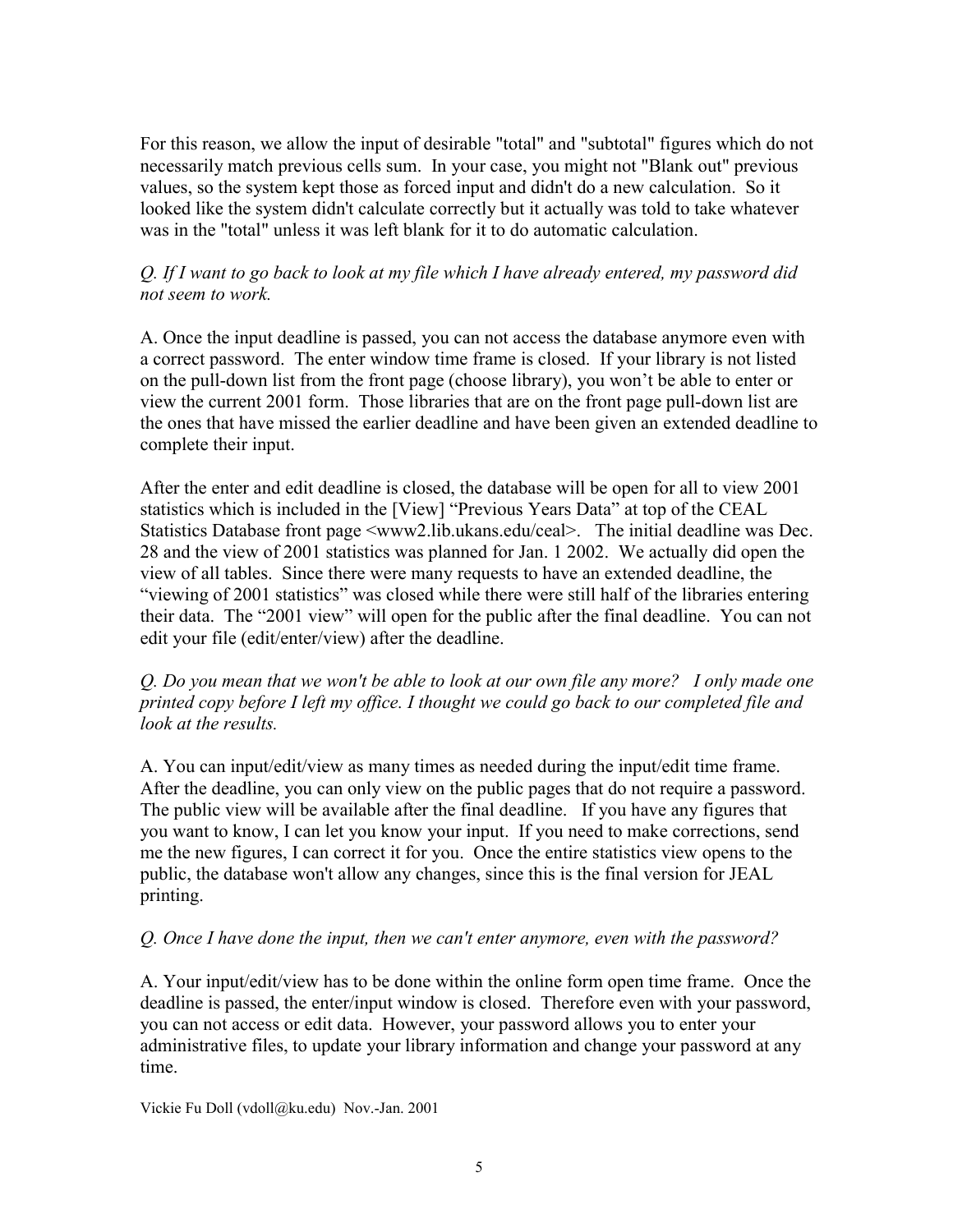For this reason, we allow the input of desirable "total" and "subtotal" figures which do not necessarily match previous cells sum. In your case, you might not "Blank out" previous values, so the system kept those as forced input and didn't do a new calculation. So it looked like the system didn't calculate correctly but it actually was told to take whatever was in the "total" unless it was left blank for it to do automatic calculation.

*Q. If I want to go back to look at my file which I have already entered, my password did not seem to work.*

A. Once the input deadline is passed, you can not access the database anymore even with a correct password. The enter window time frame is closed. If your library is not listed on the pull-down list from the front page (choose library), you won't be able to enter or view the current 2001 form. Those libraries that are on the front page pull-down list are the ones that have missed the earlier deadline and have been given an extended deadline to complete their input.

After the enter and edit deadline is closed, the database will be open for all to view 2001 statistics which is included in the [View] "Previous Years Data" at top of the CEAL Statistics Database front page <www2.lib.ukans.edu/ceal>. The initial deadline was Dec. 28 and the view of 2001 statistics was planned for Jan. 1 2002. We actually did open the view of all tables. Since there were many requests to have an extended deadline, the "viewing of 2001 statistics" was closed while there were still half of the libraries entering their data. The "2001 view" will open for the public after the final deadline. You can not edit your file (edit/enter/view) after the deadline.

*Q. Do you mean that we won't be able to look at our own file any more? I only made one printed copy before I left my office. I thought we could go back to our completed file and look at the results.*

A. You can input/edit/view as many times as needed during the input/edit time frame. After the deadline, you can only view on the public pages that do not require a password. The public view will be available after the final deadline. If you have any figures that you want to know, I can let you know your input. If you need to make corrections, send me the new figures, I can correct it for you. Once the entire statistics view opens to the public, the database won't allow any changes, since this is the final version for JEAL printing.

*Q. Once I have done the input, then we can't enter anymore, even with the password?*

A. Your input/edit/view has to be done within the online form open time frame. Once the deadline is passed, the enter/input window is closed. Therefore even with your password, you can not access or edit data. However, your password allows you to enter your administrative files, to update your library information and change your password at any time.

Vickie Fu Doll (vdoll@ku.edu) Nov.-Jan. 2001